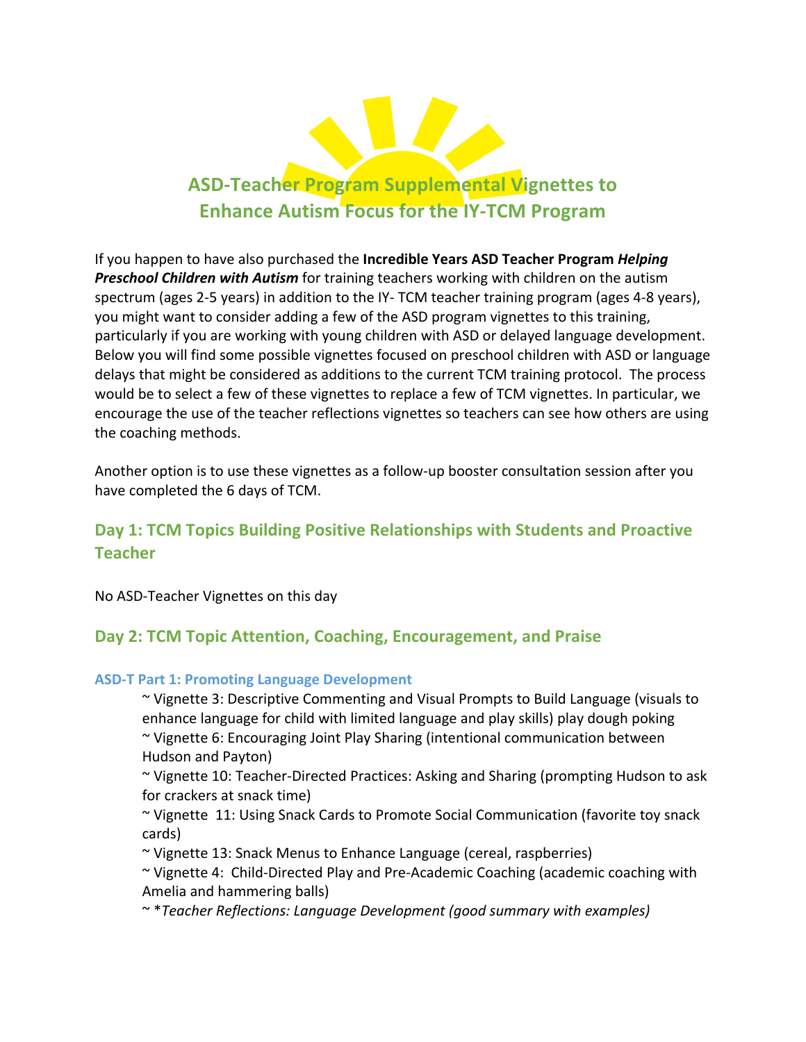# ASD-Teacher Program Supplemental Vignettes to Enhance Autism Focus for the IY-TCM Program

If you happen to have also purchased the **Incredible Years ASD Teacher Program** ***Helping Preschool Children with Autism*** for training teachers working with children on the autism spectrum (ages 2-5 years) in addition to the IY- TCM teacher training program (ages 4-8 years), you might want to consider adding a few of the ASD program vignettes to this training, particularly if you are working with young children with ASD or delayed language development. Below you will find some possible vignettes focused on preschool children with ASD or language delays that might be considered as additions to the current TCM training protocol. The process would be to select a few of these vignettes to replace a few of TCM vignettes. In particular, we encourage the use of the teacher reflections vignettes so teachers can see how others are using the coaching methods.

Another option is to use these vignettes as a follow-up booster consultation session after you have completed the 6 days of TCM.

## Day 1: TCM Topics Building Positive Relationships with Students and Proactive Teacher

No ASD-Teacher Vignettes on this day

## Day 2: TCM Topic Attention, Coaching, Encouragement, and Praise

### ASD-T Part 1: Promoting Language Development

~ Vignette 3: Descriptive Commenting and Visual Prompts to Build Language (visuals to enhance language for child with limited language and play skills) play dough poking
~ Vignette 6: Encouraging Joint Play Sharing (intentional communication between Hudson and Payton)
~ Vignette 10: Teacher-Directed Practices: Asking and Sharing (prompting Hudson to ask for crackers at snack time)
~ Vignette 11: Using Snack Cards to Promote Social Communication (favorite toy snack cards)
~ Vignette 13: Snack Menus to Enhance Language (cereal, raspberries)
~ Vignette 4: Child-Directed Play and Pre-Academic Coaching (academic coaching with Amelia and hammering balls)
~ **Teacher Reflections: Language Development (good summary with examples)*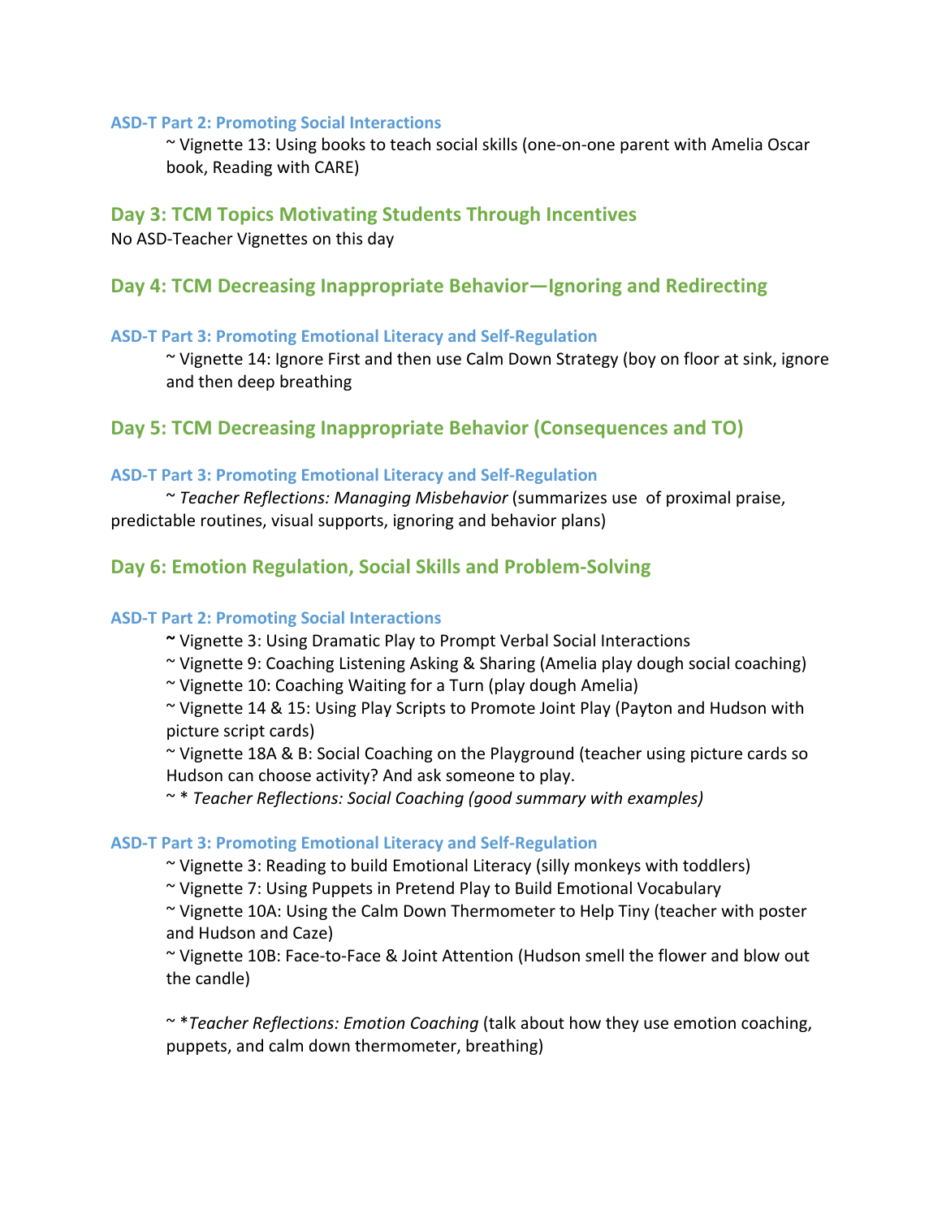#### ASD-T Part 2: Promoting Social Interactions

~ Vignette 13: Using books to teach social skills (one-on-one parent with Amelia Oscar book, Reading with CARE)

### Day 3: TCM Topics Motivating Students Through Incentives

No ASD-Teacher Vignettes on this day

### Day 4: TCM Decreasing Inappropriate Behavior—Ignoring and Redirecting

#### ASD-T Part 3: Promoting Emotional Literacy and Self-Regulation

~ Vignette 14: Ignore First and then use Calm Down Strategy (boy on floor at sink, ignore and then deep breathing

### Day 5: TCM Decreasing Inappropriate Behavior (Consequences and TO)

#### ASD-T Part 3: Promoting Emotional Literacy and Self-Regulation

~ *Teacher Reflections: Managing Misbehavior* (summarizes use of proximal praise, predictable routines, visual supports, ignoring and behavior plans)

### Day 6: Emotion Regulation, Social Skills and Problem-Solving

#### ASD-T Part 2: Promoting Social Interactions

~ Vignette 3: Using Dramatic Play to Prompt Verbal Social Interactions

~ Vignette 9: Coaching Listening Asking & Sharing (Amelia play dough social coaching)

~ Vignette 10: Coaching Waiting for a Turn (play dough Amelia)

~ Vignette 14 & 15: Using Play Scripts to Promote Joint Play (Payton and Hudson with picture script cards)

~ Vignette 18A & B: Social Coaching on the Playground (teacher using picture cards so Hudson can choose activity? And ask someone to play.

~ * *Teacher Reflections: Social Coaching (good summary with examples)*

#### ASD-T Part 3: Promoting Emotional Literacy and Self-Regulation

~ Vignette 3: Reading to build Emotional Literacy (silly monkeys with toddlers)

~ Vignette 7: Using Puppets in Pretend Play to Build Emotional Vocabulary

~ Vignette 10A: Using the Calm Down Thermometer to Help Tiny (teacher with poster and Hudson and Caze)

~ Vignette 10B: Face-to-Face & Joint Attention (Hudson smell the flower and blow out the candle)

~ **Teacher Reflections: Emotion Coaching* (talk about how they use emotion coaching, puppets, and calm down thermometer, breathing)